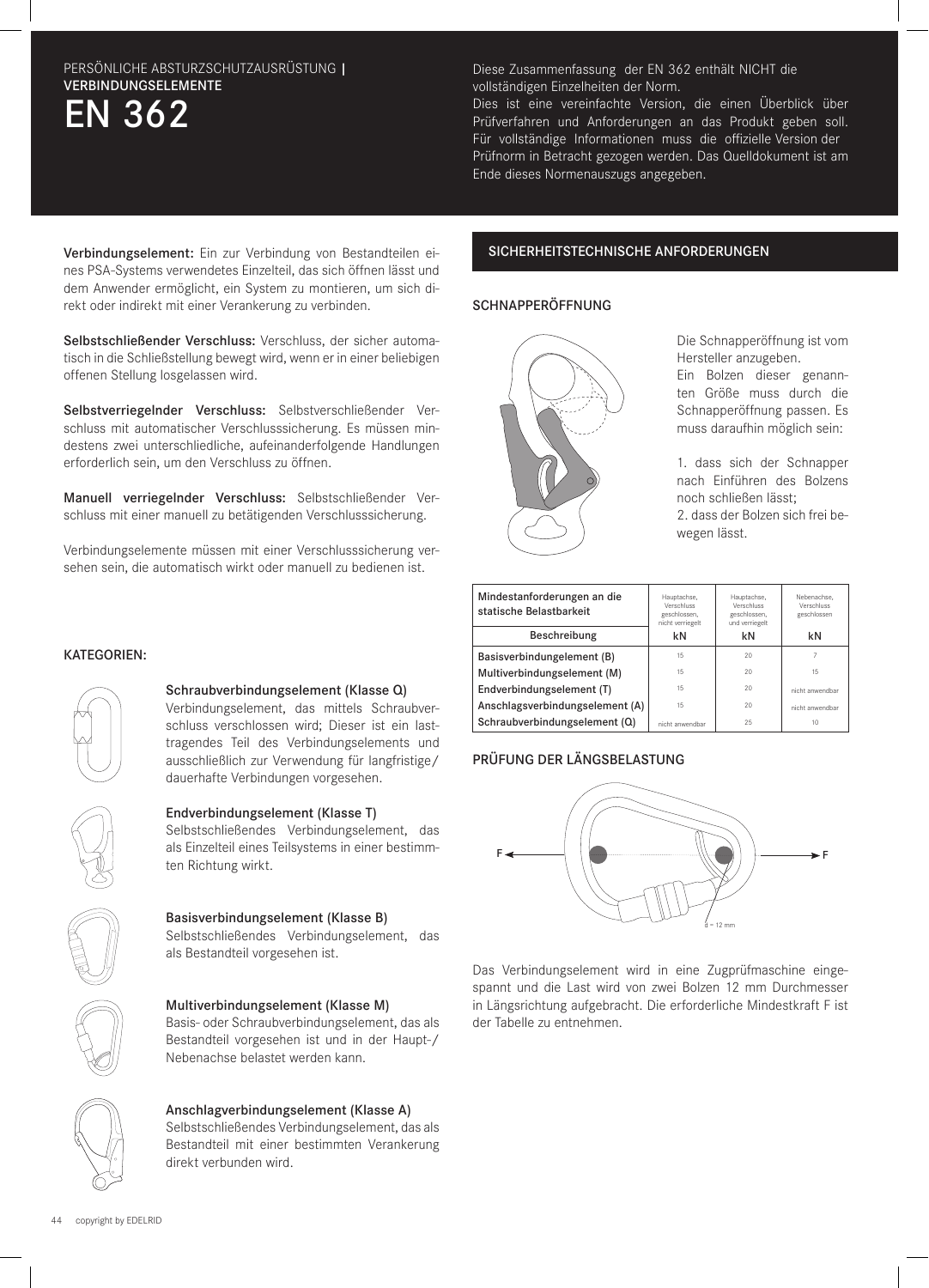PERSÖNLICHE ABSTURZSCHUTZAUSRÜSTUNG | **VERBINDUNGSELEMENTE**

# EN 362

Diese Zusammenfassung der EN 362 enthält NICHT die vollständigen Einzelheiten der Norm.
Dies ist eine vereinfachte Version, die einen Überblick über Prüfverfahren und Anforderungen an das Produkt geben soll. Für vollständige Informationen muss die offizielle Version der Prüfnorm in Betracht gezogen werden. Das Quelldokument ist am Ende dieses Normenauszugs angegeben.

**Verbindungselement:** Ein zur Verbindung von Bestandteilen eines PSA-Systems verwendetes Einzelteil, das sich öffnen lässt und dem Anwender ermöglicht, ein System zu montieren, um sich direkt oder indirekt mit einer Verankerung zu verbinden.

**Selbstschließender Verschluss:** Verschluss, der sicher automatisch in die Schließstellung bewegt wird, wenn er in einer beliebigen offenen Stellung losgelassen wird.

**Selbstverriegelnder Verschluss:** Selbstverschließender Verschluss mit automatischer Verschlusssicherung. Es müssen mindestens zwei unterschiedliche, aufeinanderfolgende Handlungen erforderlich sein, um den Verschluss zu öffnen.

**Manuell verriegelnder Verschluss:** Selbstschließender Verschluss mit einer manuell zu betätigenden Verschlusssicherung.

Verbindungselemente müssen mit einer Verschlusssicherung versehen sein, die automatisch wirkt oder manuell zu bedienen ist.

## KATEGORIEN:

**Schraubverbindungselement (Klasse Q)**
Verbindungselement, das mittels Schraubverschluss verschlossen wird; Dieser ist ein lasttragendes Teil des Verbindungselements und ausschließlich zur Verwendung für langfristige/dauerhafte Verbindungen vorgesehen.

**Endverbindungselement (Klasse T)**
Selbstschließendes Verbindungselement, das als Einzelteil eines Teilsystems in einer bestimmten Richtung wirkt.

**Basisverbindungselement (Klasse B)**
Selbstschließendes Verbindungselement, das als Bestandteil vorgesehen ist.

**Multiverbindungselement (Klasse M)**
Basis- oder Schraubverbindungselement, das als Bestandteil vorgesehen ist und in der Haupt-/Nebenachse belastet werden kann.

**Anschlagverbindungselement (Klasse A)**
Selbstschließendes Verbindungselement, das als Bestandteil mit einer bestimmten Verankerung direkt verbunden wird.

## SICHERHEITSTECHNISCHE ANFORDERUNGEN

### SCHNAPPERÖFFNUNG

Die Schnapperöffnung ist vom Hersteller anzugeben.
Ein Bolzen dieser genannten Größe muss durch die Schnapperöffnung passen. Es muss daraufhin möglich sein:

1. dass sich der Schnapper nach Einführen des Bolzens noch schließen lässt;
2. dass der Bolzen sich frei bewegen lässt.

| Mindestanforderungen an die statische Belastbarkeit | Hauptachse, Verschluss geschlossen, nicht verriegelt | Hauptachse, Verschluss geschlossen, und verriegelt | Nebenachse, Verschluss geschlossen |
|---|---|---|---|
| Beschreibung | kN | kN | kN |
| Basisverbindungselement (B) | 15 | 20 | 7 |
| Multiverbindungselement (M) | 15 | 20 | 15 |
| Endverbindungselement (T) | 15 | 20 | nicht anwendbar |
| Anschlagsverbindungselement (A) | 15 | 20 | nicht anwendbar |
| Schraubverbindungselement (Q) | nicht anwendbar | 25 | 10 |

### PRÜFUNG DER LÄNGSBELASTUNG

F ◄— —► F

d = 12 mm

Das Verbindungselement wird in eine Zugprüfmaschine eingespannt und die Last wird von zwei Bolzen 12 mm Durchmesser in Längsrichtung aufgebracht. Die erforderliche Mindestkraft F ist der Tabelle zu entnehmen.

copyright by EDELRID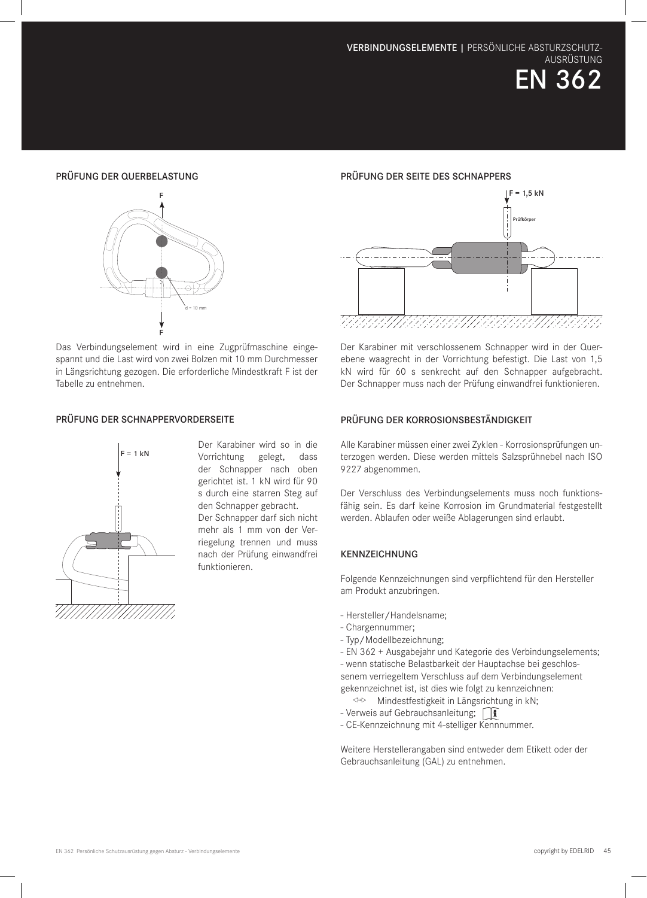# VERBINDUNGSELEMENTE | PERSÖNLICHE ABSTURZSCHUTZ-AUSRÜSTUNG

# EN 362

## PRÜFUNG DER QUERBELASTUNG

Das Verbindungselement wird in eine Zugprüfmaschine eingespannt und die Last wird von zwei Bolzen mit 10 mm Durchmesser in Längsrichtung gezogen. Die erforderliche Mindestkraft F ist der Tabelle zu entnehmen.

## PRÜFUNG DER SCHNAPPERVORDERSEITE

Der Karabiner wird so in die Vorrichtung gelegt, dass der Schnapper nach oben gerichtet ist. 1 kN wird für 90 s durch eine starren Steg auf den Schnapper gebracht.

Der Schnapper darf sich nicht mehr als 1 mm von der Verriegelung trennen und muss nach der Prüfung einwandfrei funktionieren.

## PRÜFUNG DER SEITE DES SCHNAPPERS

Der Karabiner mit verschlossenem Schnapper wird in der Querebene waagrecht in der Vorrichtung befestigt. Die Last von 1,5 kN wird für 60 s senkrecht auf den Schnapper aufgebracht. Der Schnapper muss nach der Prüfung einwandfrei funktionieren.

## PRÜFUNG DER KORROSIONSBESTÄNDIGKEIT

Alle Karabiner müssen einer zwei Zyklen - Korrosionsprüfungen unterzogen werden. Diese werden mittels Salzsprühnebel nach ISO 9227 abgenommen.

Der Verschluss des Verbindungselements muss noch funktionsfähig sein. Es darf keine Korrosion im Grundmaterial festgestellt werden. Ablaufen oder weiße Ablagerungen sind erlaubt.

## KENNZEICHNUNG

Folgende Kennzeichnungen sind verpflichtend für den Hersteller am Produkt anzubringen.

- Hersteller/Handelsname;
- Chargennummer;
- Typ/Modellbezeichnung;
- EN 362 + Ausgabejahr und Kategorie des Verbindungselements;
- wenn statische Belastbarkeit der Hauptachse bei geschlossenem verriegeltem Verschluss auf dem Verbindungselement gekennzeichnet ist, ist dies wie folgt zu kennzeichnen:
  <=> Mindestfestigkeit in Längsrichtung in kN;
- Verweis auf Gebrauchsanleitung;
- CE-Kennzeichnung mit 4-stelliger Kennnummer.

Weitere Herstellerangaben sind entweder dem Etikett oder der Gebrauchsanleitung (GAL) zu entnehmen.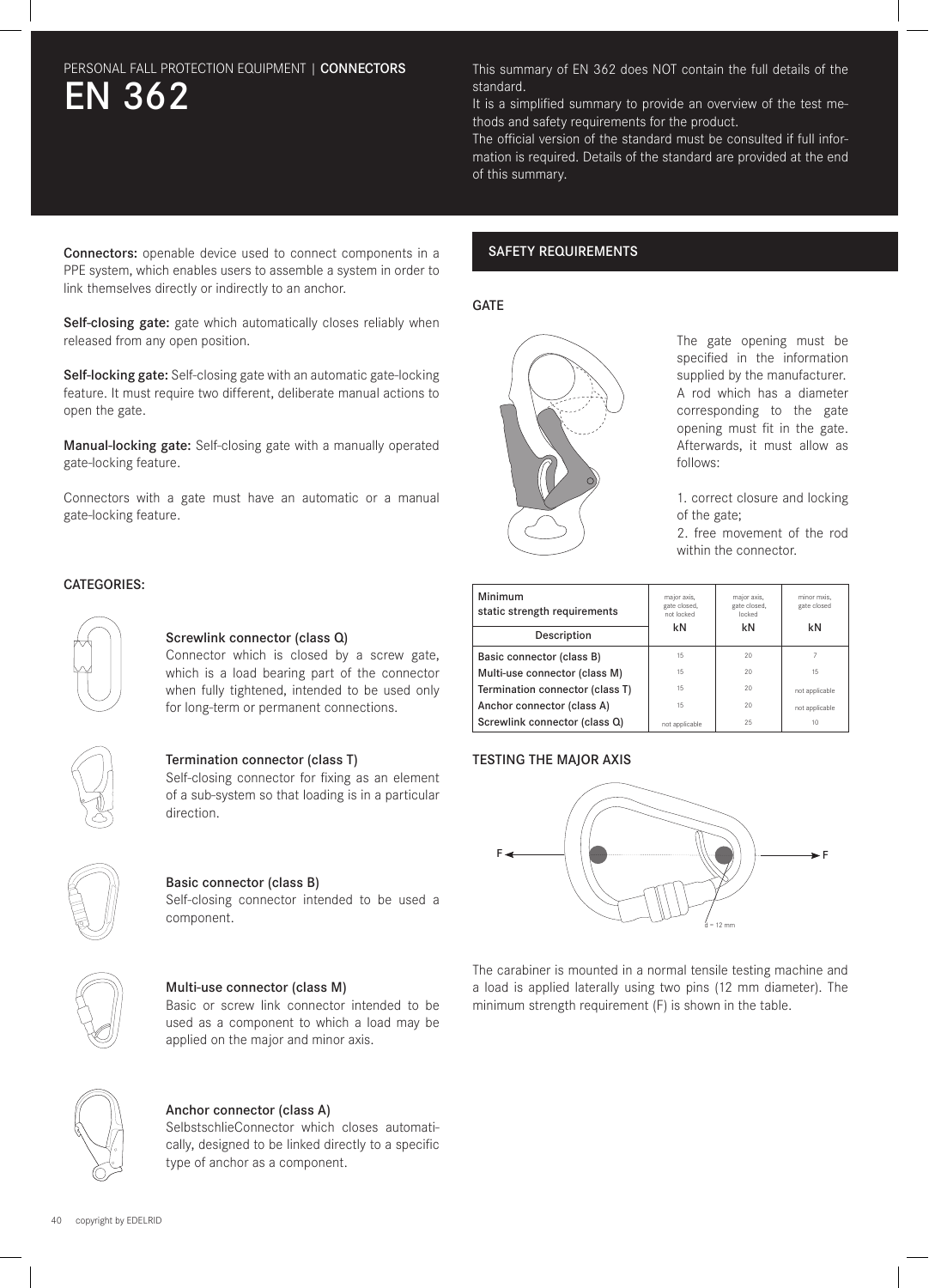PERSONAL FALL PROTECTION EQUIPMENT | **CONNECTORS**

# EN 362

This summary of EN 362 does NOT contain the full details of the standard.
It is a simplified summary to provide an overview of the test methods and safety requirements for the product.
The official version of the standard must be consulted if full information is required. Details of the standard are provided at the end of this summary.

**Connectors:** openable device used to connect components in a PPE system, which enables users to assemble a system in order to link themselves directly or indirectly to an anchor.

**Self-closing gate:** gate which automatically closes reliably when released from any open position.

**Self-locking gate:** Self-closing gate with an automatic gate-locking feature. It must require two different, deliberate manual actions to open the gate.

**Manual-locking gate:** Self-closing gate with a manually operated gate-locking feature.

Connectors with a gate must have an automatic or a manual gate-locking feature.

### CATEGORIES:

**Screwlink connector (class Q)**
Connector which is closed by a screw gate, which is a load bearing part of the connector when fully tightened, intended to be used only for long-term or permanent connections.

**Termination connector (class T)**
Self-closing connector for fixing as an element of a sub-system so that loading is in a particular direction.

**Basic connector (class B)**
Self-closing connector intended to be used a component.

**Multi-use connector (class M)**
Basic or screw link connector intended to be used as a component to which a load may be applied on the major and minor axis.

**Anchor connector (class A)**
SelbstschlieConnector which closes automatically, designed to be linked directly to a specific type of anchor as a component.

## SAFETY REQUIREMENTS

### GATE

The gate opening must be specified in the information supplied by the manufacturer. A rod which has a diameter corresponding to the gate opening must fit in the gate. Afterwards, it must allow as follows:

1. correct closure and locking of the gate;
2. free movement of the rod within the connector.

| Minimum static strength requirements | major axis, gate closed, not locked | major axis, gate closed, locked | minor mxis, gate closed |
|---|---|---|---|
| Description | kN | kN | kN |
| Basic connector (class B) | 15 | 20 | 7 |
| Multi-use connector (class M) | 15 | 20 | 15 |
| Termination connector (class T) | 15 | 20 | not applicable |
| Anchor connector (class A) | 15 | 20 | not applicable |
| Screwlink connector (class Q) | not applicable | 25 | 10 |

### TESTING THE MAJOR AXIS

F F d = 12 mm

The carabiner is mounted in a normal tensile testing machine and a load is applied laterally using two pins (12 mm diameter). The minimum strength requirement (F) is shown in the table.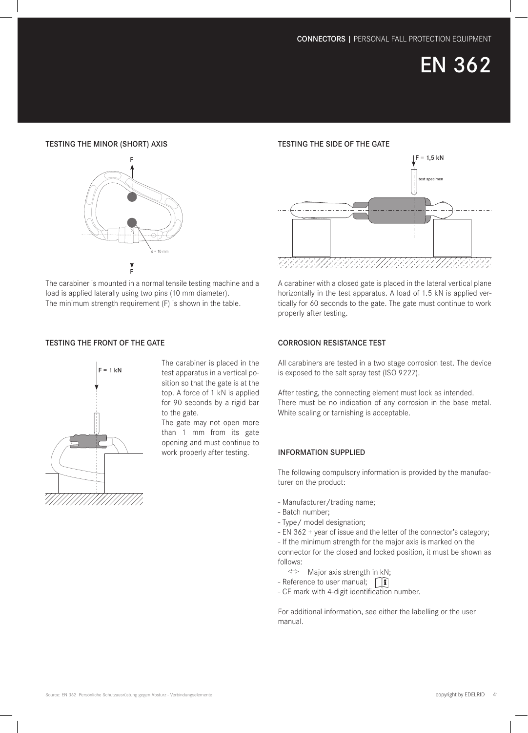# EN 362

CONNECTORS | PERSONAL FALL PROTECTION EQUIPMENT

## TESTING THE MINOR (SHORT) AXIS

F

d = 10 mm

F

The carabiner is mounted in a normal tensile testing machine and a load is applied laterally using two pins (10 mm diameter).
The minimum strength requirement (F) is shown in the table.

## TESTING THE FRONT OF THE GATE

F = 1 kN

The carabiner is placed in the test apparatus in a vertical position so that the gate is at the top. A force of 1 kN is applied for 90 seconds by a rigid bar to the gate.
The gate may not open more than 1 mm from its gate opening and must continue to work properly after testing.

## TESTING THE SIDE OF THE GATE

F = 1,5 kN

test specimen

A carabiner with a closed gate is placed in the lateral vertical plane horizontally in the test apparatus. A load of 1.5 kN is applied vertically for 60 seconds to the gate. The gate must continue to work properly after testing.

## CORROSION RESISTANCE TEST

All carabiners are tested in a two stage corrosion test. The device is exposed to the salt spray test (ISO 9227).

After testing, the connecting element must lock as intended.
There must be no indication of any corrosion in the base metal. White scaling or tarnishing is acceptable.

## INFORMATION SUPPLIED

The following compulsory information is provided by the manufacturer on the product:

- Manufacturer/trading name;
- Batch number;
- Type/ model designation;
- EN 362 + year of issue and the letter of the connector's category;
- If the minimum strength for the major axis is marked on the connector for the closed and locked position, it must be shown as follows:
  ⇔ Major axis strength in kN;
- Reference to user manual;
- CE mark with 4-digit identification number.

For additional information, see either the labelling or the user manual.

Source: EN 362 Persönliche Schutzausrüstung gegen Absturz - Verbindungselemente

copyright by EDELRID